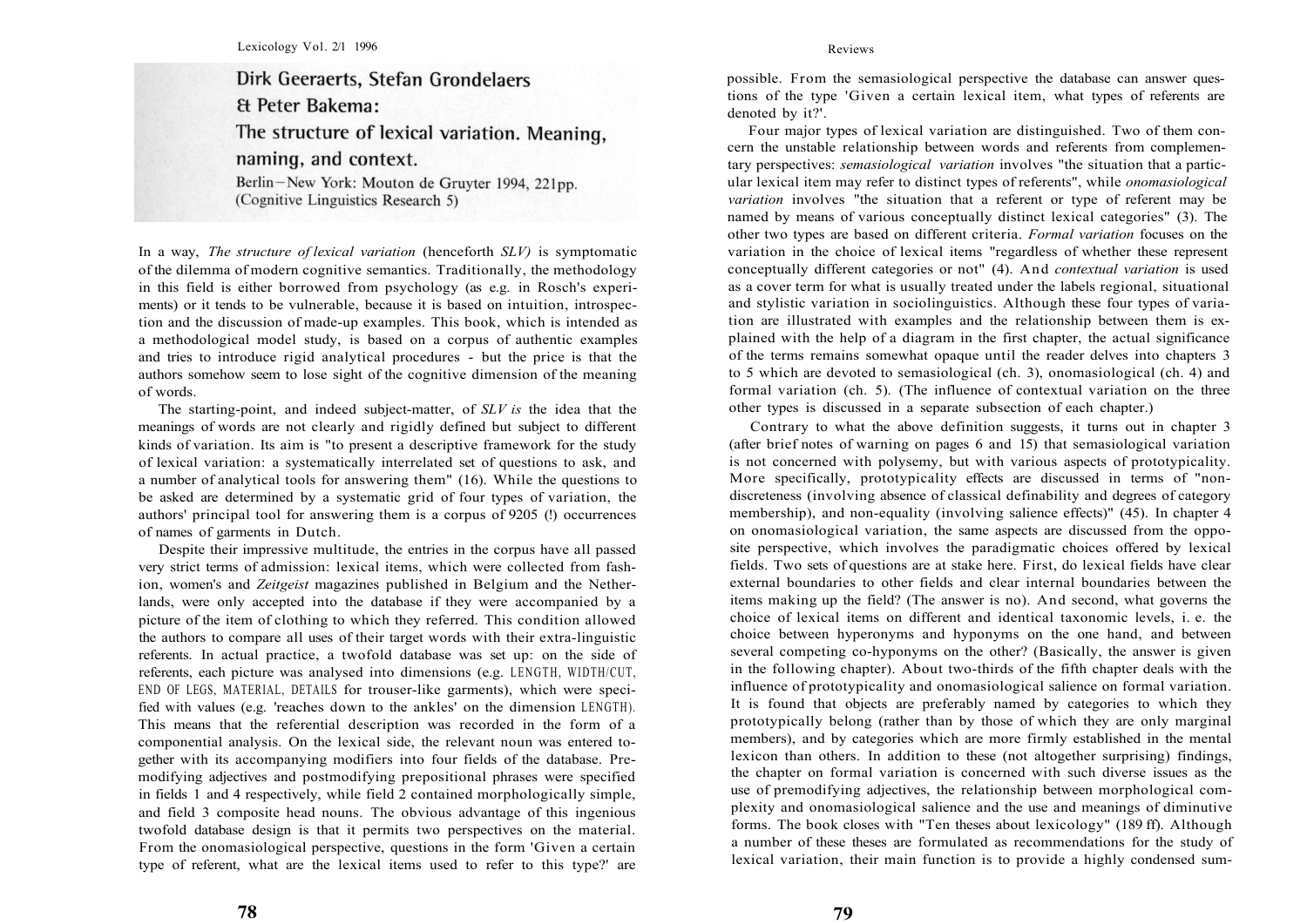## Dirk Geeraerts, Stefan Grondelaers & Peter Bakema: The structure of lexical variation. Meaning, naming, and context.

Berlin–New York: Mouton de Gruyter 1994, 221pp. (Cognitive Linguistics Research 5)

In a way, *The structure of lexical variation* (henceforth *SLV)* is symptomatic of the dilemma of modern cognitive semantics. Traditionally, the methodology in this field is either borrowed from psychology (as e.g. in Rosch's experiments) or it tends to be vulnerable, because it is based on intuition, introspection and the discussion of made-up examples. This book, which is intended as a methodological model study, is based on a corpus of authentic examples and tries to introduce rigid analytical procedures - but the price is that the authors somehow seem to lose sight of the cognitive dimension of the meaning of words.

The starting-point, and indeed subject-matter, of *SLV is* the idea that the meanings of words are not clearly and rigidly defined but subject to different kinds of variation. Its aim is "to present a descriptive framework for the study of lexical variation: a systematically interrelated set of questions to ask, and a number of analytical tools for answering them" (16). While the questions to be asked are determined by a systematic grid of four types of variation, the authors' principal tool for answering them is a corpus of 9205 (!) occurrences of names of garments in Dutch.

Despite their impressive multitude, the entries in the corpus have all passed very strict terms of admission: lexical items, which were collected from fashion, women's and *Zeitgeist* magazines published in Belgium and the Netherlands, were only accepted into the database if they were accompanied by a picture of the item of clothing to which they referred. This condition allowed the authors to compare all uses of their target words with their extra-linguistic referents. In actual practice, a twofold database was set up: on the side of referents, each picture was analysed into dimensions (e.g. LENGTH, WIDTH/CUT, END OF LEGS, MATERIAL, DETAILS for trouser-like garments), which were specified with values (e.g. 'reaches down to the ankles' on the dimension LENGTH). This means that the referential description was recorded in the form of a componential analysis. On the lexical side, the relevant noun was entered together with its accompanying modifiers into four fields of the database. Premodifying adjectives and postmodifying prepositional phrases were specified in fields 1 and 4 respectively, while field 2 contained morphologically simple, and field 3 composite head nouns. The obvious advantage of this ingenious twofold database design is that it permits two perspectives on the material. From the onomasiological perspective, questions in the form 'Given a certain type of referent, what are the lexical items used to refer to this type?' are possible. From the semasiological perspective the database can answer questions of the type 'Given a certain lexical item, what types of referents are denoted by it?'.

Four major types of lexical variation are distinguished. Two of them concern the unstable relationship between words and referents from complementary perspectives: *semasiological variation* involves "the situation that a particular lexical item may refer to distinct types of referents", while *onomasiological variation* involves "the situation that a referent or type of referent may be named by means of various conceptually distinct lexical categories" (3). The other two types are based on different criteria. *Formal variation* focuses on the variation in the choice of lexical items "regardless of whether these represent conceptually different categories or not" (4). And *contextual variation* is used as a cover term for what is usually treated under the labels regional, situational and stylistic variation in sociolinguistics. Although these four types of variation are illustrated with examples and the relationship between them is explained with the help of a diagram in the first chapter, the actual significance of the terms remains somewhat opaque until the reader delves into chapters 3 to 5 which are devoted to semasiological (ch. 3), onomasiological (ch. 4) and formal variation (ch. 5). (The influence of contextual variation on the three other types is discussed in a separate subsection of each chapter.)

Contrary to what the above definition suggests, it turns out in chapter 3 (after brief notes of warning on pages 6 and 15) that semasiological variation is not concerned with polysemy, but with various aspects of prototypicality. More specifically, prototypicality effects are discussed in terms of "non-discreteness (involving absence of classical definability and degrees of category membership), and non-equality (involving salience effects)" (45). In chapter 4 on onomasiological variation, the same aspects are discussed from the opposite perspective, which involves the paradigmatic choices offered by lexical fields. Two sets of questions are at stake here. First, do lexical fields have clear external boundaries to other fields and clear internal boundaries between the items making up the field? (The answer is no). And second, what governs the choice of lexical items on different and identical taxonomic levels, i. e. the choice between hyperonyms and hyponyms on the one hand, and between several competing co-hyponyms on the other? (Basically, the answer is given in the following chapter). About two-thirds of the fifth chapter deals with the influence of prototypicality and onomasiological salience on formal variation. It is found that objects are preferably named by categories to which they prototypically belong (rather than by those of which they are only marginal members), and by categories which are more firmly established in the mental lexicon than others. In addition to these (not altogether surprising) findings, the chapter on formal variation is concerned with such diverse issues as the use of premodifying adjectives, the relationship between morphological complexity and onomasiological salience and the use and meanings of diminutive forms. The book closes with "Ten theses about lexicology" (189 ff). Although a number of these theses are formulated as recommendations for the study of lexical variation, their main function is to provide a highly condensed sum-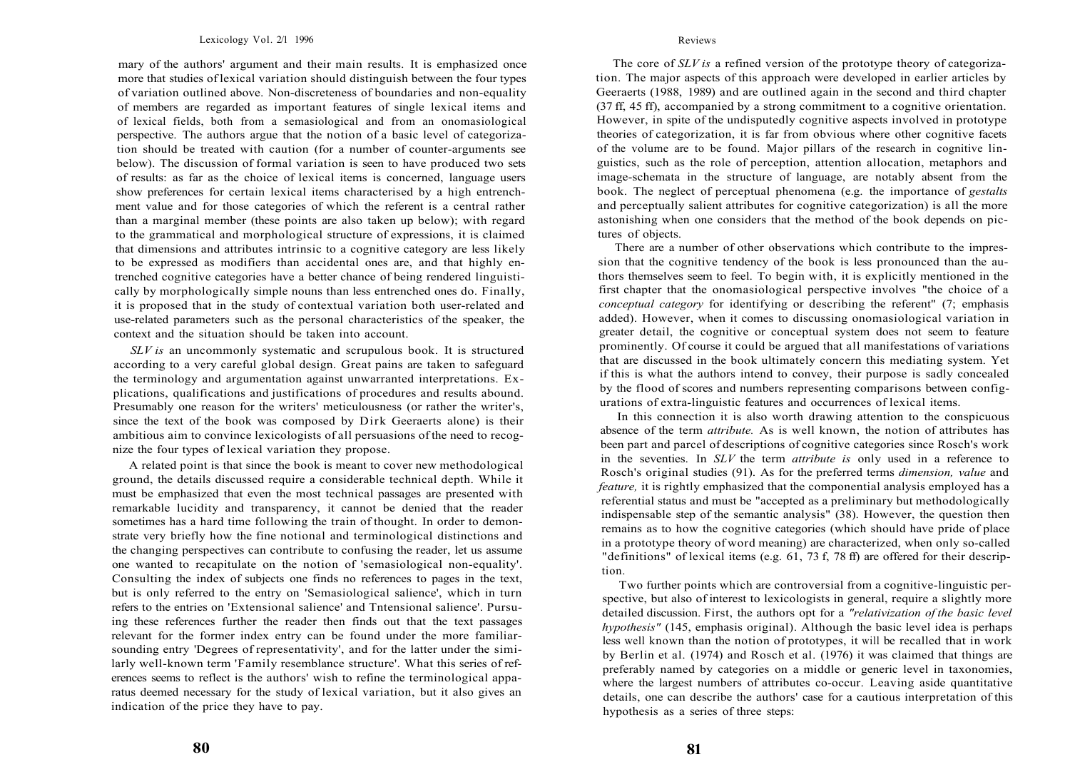mary of the authors' argument and their main results. It is emphasized once more that studies of lexical variation should distinguish between the four types of variation outlined above. Non-discreteness of boundaries and non-equality of members are regarded as important features of single lexical items and of lexical fields, both from a semasiological and from an onomasiological perspective. The authors argue that the notion of a basic level of categorization should be treated with caution (for a number of counter-arguments see below). The discussion of formal variation is seen to have produced two sets of results: as far as the choice of lexical items is concerned, language users show preferences for certain lexical items characterised by a high entrenchment value and for those categories of which the referent is a central rather than a marginal member (these points are also taken up below); with regard to the grammatical and morphological structure of expressions, it is claimed that dimensions and attributes intrinsic to a cognitive category are less likely to be expressed as modifiers than accidental ones are, and that highly entrenched cognitive categories have a better chance of being rendered linguistically by morphologically simple nouns than less entrenched ones do. Finally, it is proposed that in the study of contextual variation both user-related and use-related parameters such as the personal characteristics of the speaker, the context and the situation should be taken into account.

*SLV is* an uncommonly systematic and scrupulous book. It is structured according to a very careful global design. Great pains are taken to safeguard the terminology and argumentation against unwarranted interpretations. Explications, qualifications and justifications of procedures and results abound. Presumably one reason for the writers' meticulousness (or rather the writer's, since the text of the book was composed by Dirk Geeraerts alone) is their ambitious aim to convince lexicologists of all persuasions of the need to recognize the four types of lexical variation they propose.

A related point is that since the book is meant to cover new methodological ground, the details discussed require a considerable technical depth. While it must be emphasized that even the most technical passages are presented with remarkable lucidity and transparency, it cannot be denied that the reader sometimes has a hard time following the train of thought. In order to demonstrate very briefly how the fine notional and terminological distinctions and the changing perspectives can contribute to confusing the reader, let us assume one wanted to recapitulate on the notion of 'semasiological non-equality'. Consulting the index of subjects one finds no references to pages in the text, but is only referred to the entry on 'Semasiological salience', which in turn refers to the entries on 'Extensional salience' and 'Intensional salience'. Pursuing these references further the reader then finds out that the text passages relevant for the former index entry can be found under the more familiar-sounding entry 'Degrees of representativity', and for the latter under the similarly well-known term 'Family resemblance structure'. What this series of references seems to reflect is the authors' wish to refine the terminological apparatus deemed necessary for the study of lexical variation, but it also gives an indication of the price they have to pay.

The core of *SLV is* a refined version of the prototype theory of categorization. The major aspects of this approach were developed in earlier articles by Geeraerts (1988, 1989) and are outlined again in the second and third chapter (37 ff, 45 ff), accompanied by a strong commitment to a cognitive orientation. However, in spite of the undisputedly cognitive aspects involved in prototype theories of categorization, it is far from obvious where other cognitive facets of the volume are to be found. Major pillars of the research in cognitive linguistics, such as the role of perception, attention allocation, metaphors and image-schemata in the structure of language, are notably absent from the book. The neglect of perceptual phenomena (e.g. the importance of *gestalts* and perceptually salient attributes for cognitive categorization) is all the more astonishing when one considers that the method of the book depends on pictures of objects.

There are a number of other observations which contribute to the impression that the cognitive tendency of the book is less pronounced than the authors themselves seem to feel. To begin with, it is explicitly mentioned in the first chapter that the onomasiological perspective involves "the choice of a *conceptual category* for identifying or describing the referent" (7; emphasis added). However, when it comes to discussing onomasiological variation in greater detail, the cognitive or conceptual system does not seem to feature prominently. Of course it could be argued that all manifestations of variations that are discussed in the book ultimately concern this mediating system. Yet if this is what the authors intend to convey, their purpose is sadly concealed by the flood of scores and numbers representing comparisons between configurations of extra-linguistic features and occurrences of lexical items.

In this connection it is also worth drawing attention to the conspicuous absence of the term *attribute.* As is well known, the notion of attributes has been part and parcel of descriptions of cognitive categories since Rosch's work in the seventies. In *SLV* the term *attribute is* only used in a reference to Rosch's original studies (91). As for the preferred terms *dimension, value* and *feature,* it is rightly emphasized that the componential analysis employed has a referential status and must be "accepted as a preliminary but methodologically indispensable step of the semantic analysis" (38). However, the question then remains as to how the cognitive categories (which should have pride of place in a prototype theory of word meaning) are characterized, when only so-called "definitions" of lexical items (e.g. 61, 73 f, 78 ff) are offered for their description.

Two further points which are controversial from a cognitive-linguistic perspective, but also of interest to lexicologists in general, require a slightly more detailed discussion. First, the authors opt for a *"relativization of the basic level hypothesis"* (145, emphasis original). Although the basic level idea is perhaps less well known than the notion of prototypes, it will be recalled that in work by Berlin et al. (1974) and Rosch et al. (1976) it was claimed that things are preferably named by categories on a middle or generic level in taxonomies, where the largest numbers of attributes co-occur. Leaving aside quantitative details, one can describe the authors' case for a cautious interpretation of this hypothesis as a series of three steps: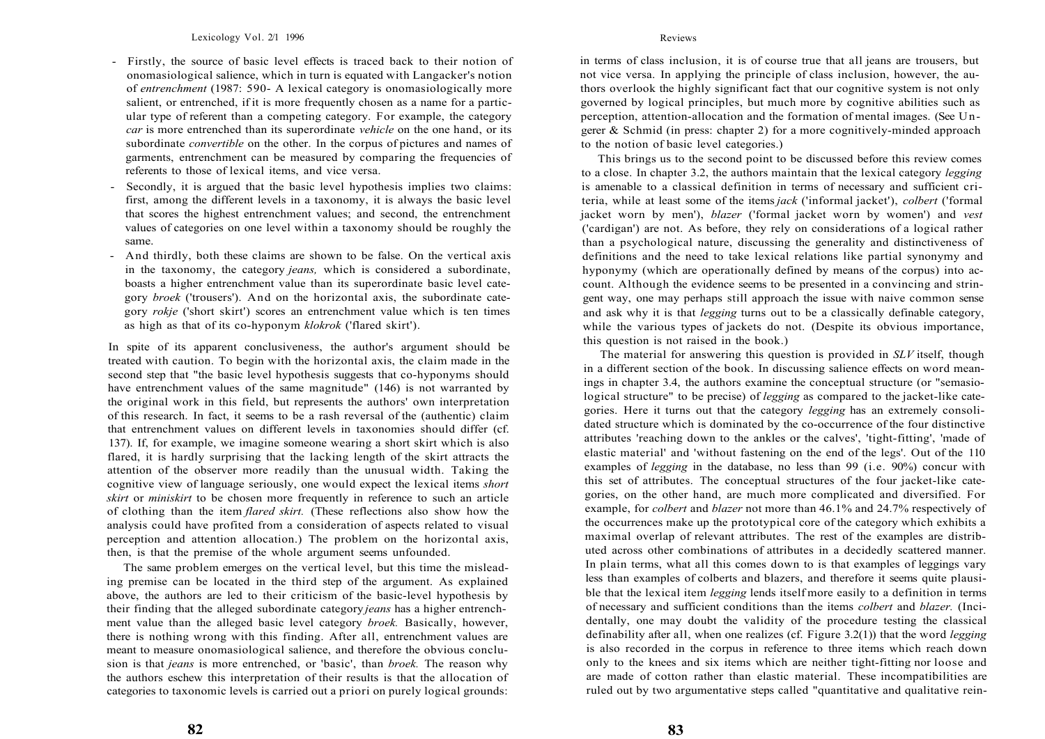- Firstly, the source of basic level effects is traced back to their notion of onomasiological salience, which in turn is equated with Langacker's notion of *entrenchment* (1987: 590- A lexical category is onomasiologically more salient, or entrenched, if it is more frequently chosen as a name for a particular type of referent than a competing category. For example, the category *car* is more entrenched than its superordinate *vehicle* on the one hand, or its subordinate *convertible* on the other. In the corpus of pictures and names of garments, entrenchment can be measured by comparing the frequencies of referents to those of lexical items, and vice versa.
- Secondly, it is argued that the basic level hypothesis implies two claims: first, among the different levels in a taxonomy, it is always the basic level that scores the highest entrenchment values; and second, the entrenchment values of categories on one level within a taxonomy should be roughly the same.
- And thirdly, both these claims are shown to be false. On the vertical axis in the taxonomy, the category *jeans,* which is considered a subordinate, boasts a higher entrenchment value than its superordinate basic level category *broek* ('trousers'). And on the horizontal axis, the subordinate category *rokje* ('short skirt') scores an entrenchment value which is ten times as high as that of its co-hyponym *klokrok* ('flared skirt').

In spite of its apparent conclusiveness, the author's argument should be treated with caution. To begin with the horizontal axis, the claim made in the second step that "the basic level hypothesis suggests that co-hyponyms should have entrenchment values of the same magnitude" (146) is not warranted by the original work in this field, but represents the authors' own interpretation of this research. In fact, it seems to be a rash reversal of the (authentic) claim that entrenchment values on different levels in taxonomies should differ (cf. 137). If, for example, we imagine someone wearing a short skirt which is also flared, it is hardly surprising that the lacking length of the skirt attracts the attention of the observer more readily than the unusual width. Taking the cognitive view of language seriously, one would expect the lexical items *short skirt* or *miniskirt* to be chosen more frequently in reference to such an article of clothing than the item *flared skirt.* (These reflections also show how the analysis could have profited from a consideration of aspects related to visual perception and attention allocation.) The problem on the horizontal axis, then, is that the premise of the whole argument seems unfounded.

The same problem emerges on the vertical level, but this time the misleading premise can be located in the third step of the argument. As explained above, the authors are led to their criticism of the basic-level hypothesis by their finding that the alleged subordinate category *jeans* has a higher entrenchment value than the alleged basic level category *broek.* Basically, however, there is nothing wrong with this finding. After all, entrenchment values are meant to measure onomasiological salience, and therefore the obvious conclusion is that *jeans* is more entrenched, or 'basic', than *broek.* The reason why the authors eschew this interpretation of their results is that the allocation of categories to taxonomic levels is carried out a priori on purely logical grounds: in terms of class inclusion, it is of course true that all jeans are trousers, but not vice versa. In applying the principle of class inclusion, however, the authors overlook the highly significant fact that our cognitive system is not only governed by logical principles, but much more by cognitive abilities such as perception, attention-allocation and the formation of mental images. (See Ungerer & Schmid (in press: chapter 2) for a more cognitively-minded approach to the notion of basic level categories.)

This brings us to the second point to be discussed before this review comes to a close. In chapter 3.2, the authors maintain that the lexical category *legging* is amenable to a classical definition in terms of necessary and sufficient criteria, while at least some of the items *jack* ('informal jacket'), *colbert* ('formal jacket worn by men'), *blazer* ('formal jacket worn by women') and *vest* ('cardigan') are not. As before, they rely on considerations of a logical rather than a psychological nature, discussing the generality and distinctiveness of definitions and the need to take lexical relations like partial synonymy and hyponymy (which are operationally defined by means of the corpus) into account. Although the evidence seems to be presented in a convincing and stringent way, one may perhaps still approach the issue with naive common sense and ask why it is that *legging* turns out to be a classically definable category, while the various types of jackets do not. (Despite its obvious importance, this question is not raised in the book.)

The material for answering this question is provided in *SLV* itself, though in a different section of the book. In discussing salience effects on word meanings in chapter 3.4, the authors examine the conceptual structure (or "semasiological structure" to be precise) of *legging* as compared to the jacket-like categories. Here it turns out that the category *legging* has an extremely consolidated structure which is dominated by the co-occurrence of the four distinctive attributes 'reaching down to the ankles or the calves', 'tight-fitting', 'made of elastic material' and 'without fastening on the end of the legs'. Out of the 110 examples of *legging* in the database, no less than 99 (i.e. 90%) concur with this set of attributes. The conceptual structures of the four jacket-like categories, on the other hand, are much more complicated and diversified. For example, for *colbert* and *blazer* not more than 46.1% and 24.7% respectively of the occurrences make up the prototypical core of the category which exhibits a maximal overlap of relevant attributes. The rest of the examples are distributed across other combinations of attributes in a decidedly scattered manner. In plain terms, what all this comes down to is that examples of leggings vary less than examples of colberts and blazers, and therefore it seems quite plausible that the lexical item *legging* lends itself more easily to a definition in terms of necessary and sufficient conditions than the items *colbert* and *blazer.* (Incidentally, one may doubt the validity of the procedure testing the classical definability after all, when one realizes (cf. Figure 3.2(1)) that the word *legging* is also recorded in the corpus in reference to three items which reach down only to the knees and six items which are neither tight-fitting nor loose and are made of cotton rather than elastic material. These incompatibilities are ruled out by two argumentative steps called "quantitative and qualitative rein-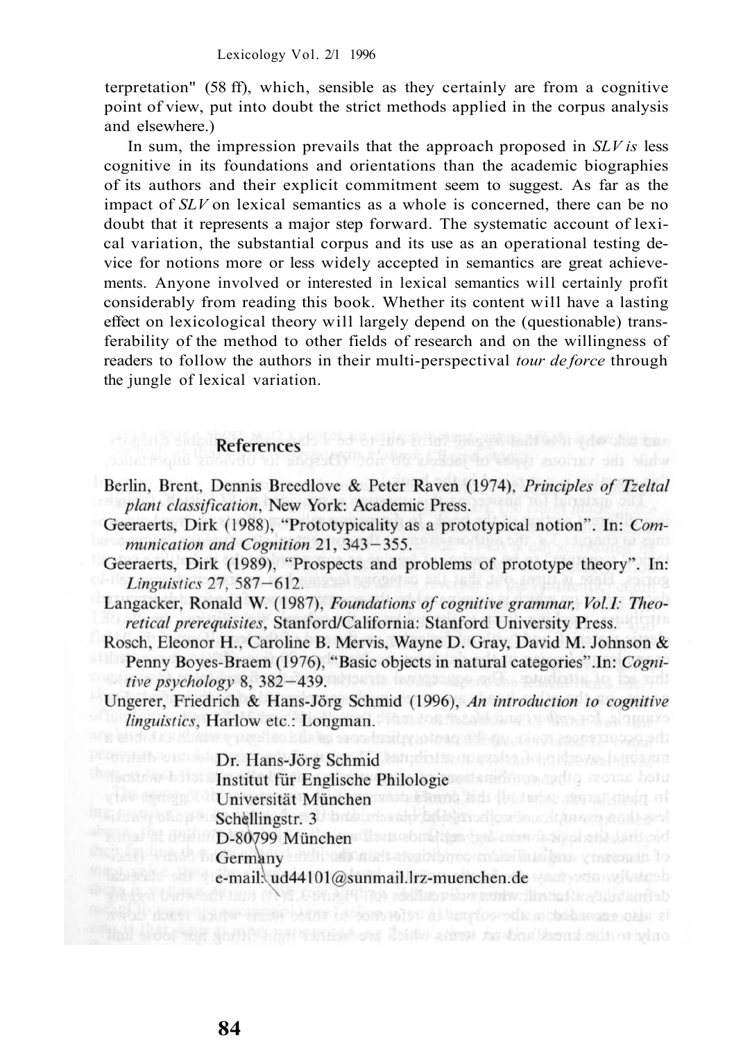terpretation" (58 ff), which, sensible as they certainly are from a cognitive point of view, put into doubt the strict methods applied in the corpus analysis and elsewhere.)

In sum, the impression prevails that the approach proposed in *SLV is* less cognitive in its foundations and orientations than the academic biographies of its authors and their explicit commitment seem to suggest. As far as the impact of *SLV* on lexical semantics as a whole is concerned, there can be no doubt that it represents a major step forward. The systematic account of lexical variation, the substantial corpus and its use as an operational testing device for notions more or less widely accepted in semantics are great achievements. Anyone involved or interested in lexical semantics will certainly profit considerably from reading this book. Whether its content will have a lasting effect on lexicological theory will largely depend on the (questionable) transferability of the method to other fields of research and on the willingness of readers to follow the authors in their multi-perspectival *tour de force* through the jungle of lexical variation.

## References

Berlin, Brent, Dennis Breedlove & Peter Raven (1974), *Principles of Tzeltal plant classification*, New York: Academic Press.

Geeraerts, Dirk (1988), "Prototypicality as a prototypical notion". In: *Communication and Cognition* 21, 343–355.

Geeraerts, Dirk (1989), "Prospects and problems of prototype theory". In: *Linguistics* 27, 587–612.

Langacker, Ronald W. (1987), *Foundations of cognitive grammar, Vol.I: Theoretical prerequisites*, Stanford/California: Stanford University Press.

Rosch, Eleonor H., Caroline B. Mervis, Wayne D. Gray, David M. Johnson & Penny Boyes-Braem (1976), "Basic objects in natural categories".In: *Cognitive psychology* 8, 382–439.

Ungerer, Friedrich & Hans-Jörg Schmid (1996), *An introduction to cognitive linguistics*, Harlow etc.: Longman.

Dr. Hans-Jörg Schmid
Institut für Englische Philologie
Universität München
Schellingstr. 3
D-80799 München
Germany
e-mail: ud44101@sunmail.lrz-muenchen.de